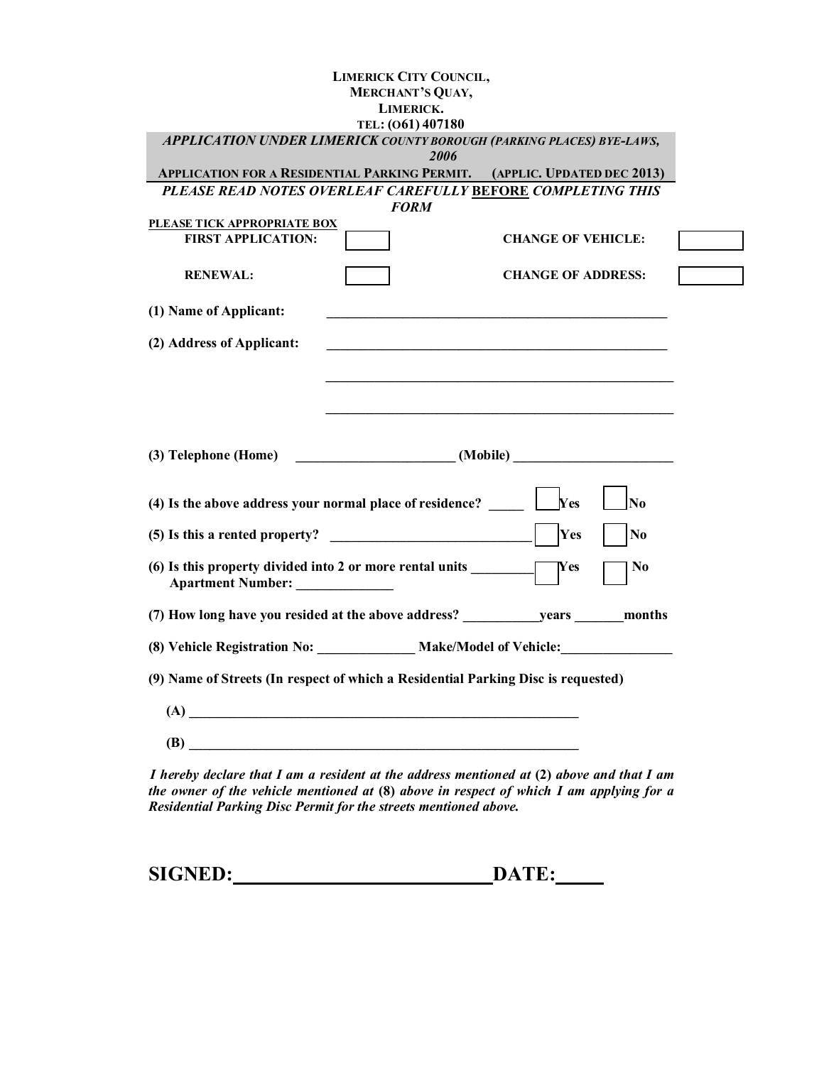**LIMERICK CITY COUNCIL,**
**MERCHANT'S QUAY,**
**LIMERICK.**
**TEL: (O61) 407180**

***APPLICATION UNDER LIMERICK COUNTY BOROUGH (PARKING PLACES) BYE-LAWS, 2006***

**APPLICATION FOR A RESIDENTIAL PARKING PERMIT. (APPLIC. UPDATED DEC 2013)**

***PLEASE READ NOTES OVERLEAF CAREFULLY BEFORE COMPLETING THIS FORM***

**PLEASE TICK APPROPRIATE BOX**

| | | | |
|---|---|---|---|
| **FIRST APPLICATION:** | ☐ | **CHANGE OF VEHICLE:** | ☐ |
| **RENEWAL:** | ☐ | **CHANGE OF ADDRESS:** | ☐ |

**(1) Name of Applicant:** ________________________________________________

**(2) Address of Applicant:** ________________________________________________

________________________________________________

________________________________________________

**(3) Telephone (Home)** ______________________ **(Mobile)** ______________________

**(4) Is the above address your normal place of residence?** _____ ☐ **Yes** ☐ **No**

**(5) Is this a rented property?** ____________________________ ☐ **Yes** ☐ **No**

**(6) Is this property divided into 2 or more rental units** _________ ☐ **Yes** ☐ **No**
**Apartment Number:** ______________

**(7) How long have you resided at the above address?** ___________**years** _______**months**

**(8) Vehicle Registration No:** ______________ **Make/Model of Vehicle:**________________

**(9) Name of Streets (In respect of which a Residential Parking Disc is requested)**

**(A)** ________________________________________________________

**(B)** ________________________________________________________

***I hereby declare that I am a resident at the address mentioned at* (2) *above and that I am the owner of the vehicle mentioned at* (8) *above in respect of which I am applying for a Residential Parking Disc Permit for the streets mentioned above.***

**SIGNED:**_________________________**DATE:**_____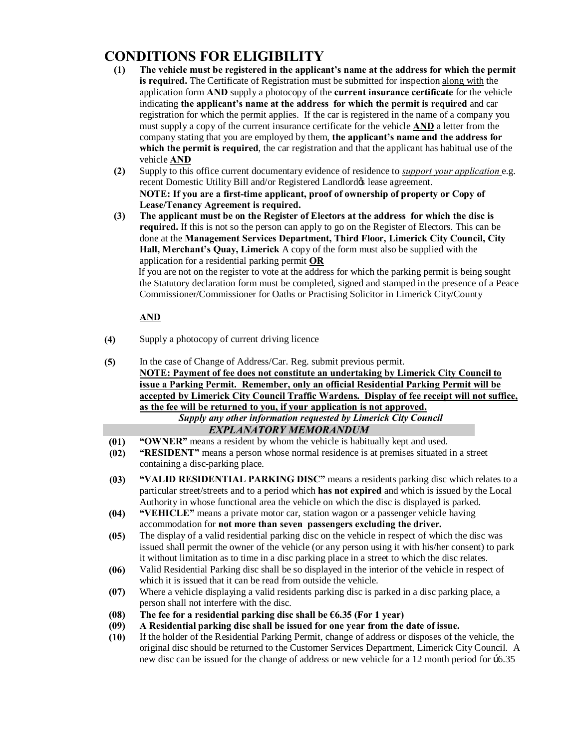# CONDITIONS FOR ELIGIBILITY

**(1)** **The vehicle must be registered in the applicant's name at the address for which the permit is required.** The Certificate of Registration must be submitted for inspection <u>along with</u> the application form **<u>AND</u>** supply a photocopy of the **current insurance certificate** for the vehicle indicating **the applicant's name at the address for which the permit is required** and car registration for which the permit applies. If the car is registered in the name of a company you must supply a copy of the current insurance certificate for the vehicle **<u>AND</u>** a letter from the company stating that you are employed by them, **the applicant's name and the address for which the permit is required**, the car registration and that the applicant has habitual use of the vehicle **<u>AND</u>**

**(2)** Supply to this office current documentary evidence of residence to ***<u>support your application</u>*** e.g. recent Domestic Utility Bill and/or Registered Landlordœs lease agreement.
**NOTE: If you are a first-time applicant, proof of ownership of property or Copy of Lease/Tenancy Agreement is required.**

**(3)** **The applicant must be on the Register of Electors at the address for which the disc is required.** If this is not so the person can apply to go on the Register of Electors. This can be done at the **Management Services Department, Third Floor, Limerick City Council, City Hall, Merchant's Quay, Limerick** A copy of the form must also be supplied with the application for a residential parking permit **<u>OR</u>**
If you are not on the register to vote at the address for which the parking permit is being sought the Statutory declaration form must be completed, signed and stamped in the presence of a Peace Commissioner/Commissioner for Oaths or Practising Solicitor in Limerick City/County

**<u>AND</u>**

**(4)** Supply a photocopy of current driving licence

**(5)** In the case of Change of Address/Car. Reg. submit previous permit.
**<u>NOTE: Payment of fee does not constitute an undertaking by Limerick City Council to issue a Parking Permit. Remember, only an official Residential Parking Permit will be accepted by Limerick City Council Traffic Wardens. Display of fee receipt will not suffice, as the fee will be returned to you, if your application is not approved.</u>**

***Supply any other information requested by Limerick City Council***

## *EXPLANATORY MEMORANDUM*

**(01)** **"OWNER"** means a resident by whom the vehicle is habitually kept and used.

**(02)** **"RESIDENT"** means a person whose normal residence is at premises situated in a street containing a disc-parking place.

**(03)** **"VALID RESIDENTIAL PARKING DISC"** means a residents parking disc which relates to a particular street/streets and to a period which **has not expired** and which is issued by the Local Authority in whose functional area the vehicle on which the disc is displayed is parked.

**(04)** **"VEHICLE"** means a private motor car, station wagon or a passenger vehicle having accommodation for **not more than seven passengers excluding the driver.**

**(05)** The display of a valid residential parking disc on the vehicle in respect of which the disc was issued shall permit the owner of the vehicle (or any person using it with his/her consent) to park it without limitation as to time in a disc parking place in a street to which the disc relates.

**(06)** Valid Residential Parking disc shall be so displayed in the interior of the vehicle in respect of which it is issued that it can be read from outside the vehicle.

**(07)** Where a vehicle displaying a valid residents parking disc is parked in a disc parking place, a person shall not interfere with the disc.

**(08)** **The fee for a residential parking disc shall be €6.35 (For 1 year)**

**(09)** **A Residential parking disc shall be issued for one year from the date of issue.**

**(10)** If the holder of the Residential Parking Permit, change of address or disposes of the vehicle, the original disc should be returned to the Customer Services Department, Limerick City Council. A new disc can be issued for the change of address or new vehicle for a 12 month period for ú6.35